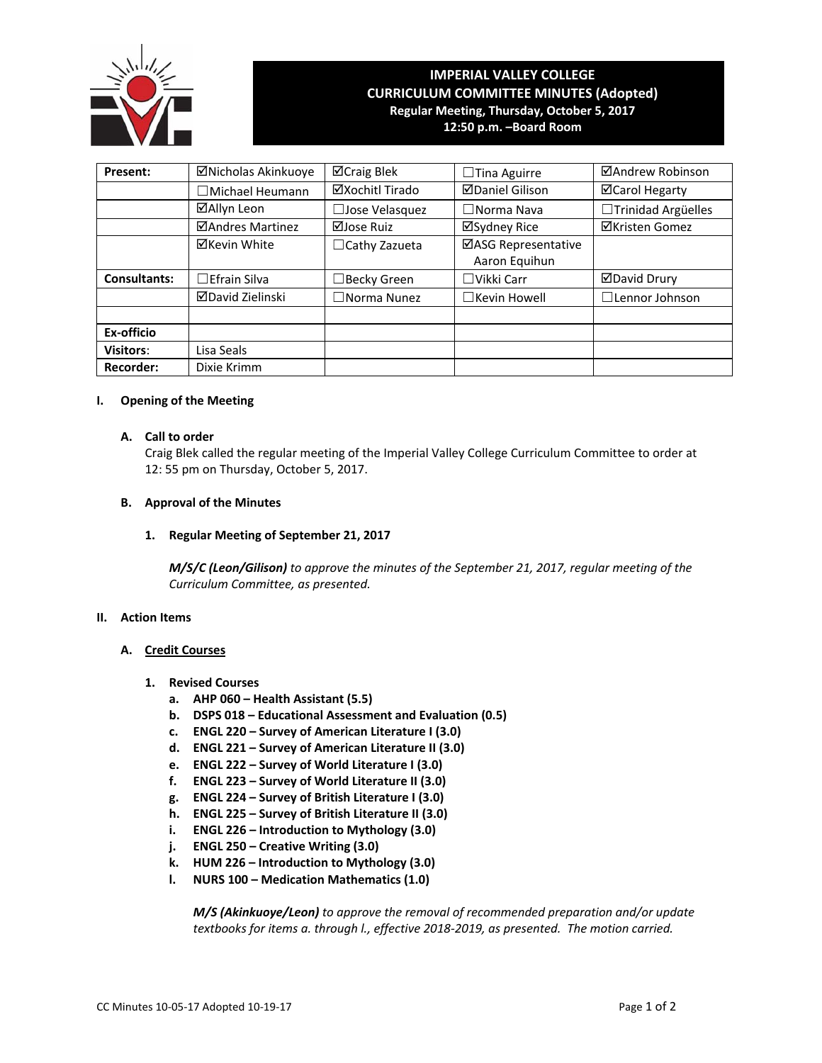# IMPERIAL VALLEY COLLEGE
## CURRICULUM COMMITTEE MINUTES (Adopted)
### Regular Meeting, Thursday, October 5, 2017
### 12:50 p.m. –Board Room

| Present: | ☑Nicholas Akinkuoye | ☑Craig Blek | ☐Tina Aguirre | ☑Andrew Robinson |
|---|---|---|---|---|
| | ☐Michael Heumann | ☑Xochitl Tirado | ☑Daniel Gilison | ☑Carol Hegarty |
| | ☑Allyn Leon | ☐Jose Velasquez | ☐Norma Nava | ☐Trinidad Argüelles |
| | ☑Andres Martinez | ☑Jose Ruiz | ☑Sydney Rice | ☑Kristen Gomez |
| | ☑Kevin White | ☐Cathy Zazueta | ☑ASG Representative Aaron Equihun | |
| Consultants: | ☐Efrain Silva | ☐Becky Green | ☐Vikki Carr | ☑David Drury |
| | ☑David Zielinski | ☐Norma Nunez | ☐Kevin Howell | ☐Lennor Johnson |
| | | | | |
| Ex-officio | | | | |
| Visitors: | Lisa Seals | | | |
| Recorder: | Dixie Krimm | | | |

## I. Opening of the Meeting

### A. Call to order

Craig Blek called the regular meeting of the Imperial Valley College Curriculum Committee to order at 12: 55 pm on Thursday, October 5, 2017.

### B. Approval of the Minutes

#### 1. Regular Meeting of September 21, 2017

***M/S/C (Leon/Gilison)*** *to approve the minutes of the September 21, 2017, regular meeting of the Curriculum Committee, as presented.*

## II. Action Items

### A. Credit Courses

#### 1. Revised Courses

- **a. AHP 060 – Health Assistant (5.5)**
- **b. DSPS 018 – Educational Assessment and Evaluation (0.5)**
- **c. ENGL 220 – Survey of American Literature I (3.0)**
- **d. ENGL 221 – Survey of American Literature II (3.0)**
- **e. ENGL 222 – Survey of World Literature I (3.0)**
- **f. ENGL 223 – Survey of World Literature II (3.0)**
- **g. ENGL 224 – Survey of British Literature I (3.0)**
- **h. ENGL 225 – Survey of British Literature II (3.0)**
- **i. ENGL 226 – Introduction to Mythology (3.0)**
- **j. ENGL 250 – Creative Writing (3.0)**
- **k. HUM 226 – Introduction to Mythology (3.0)**
- **l. NURS 100 – Medication Mathematics (1.0)**

***M/S (Akinkuoye/Leon)*** *to approve the removal of recommended preparation and/or update textbooks for items a. through l., effective 2018-2019, as presented. The motion carried.*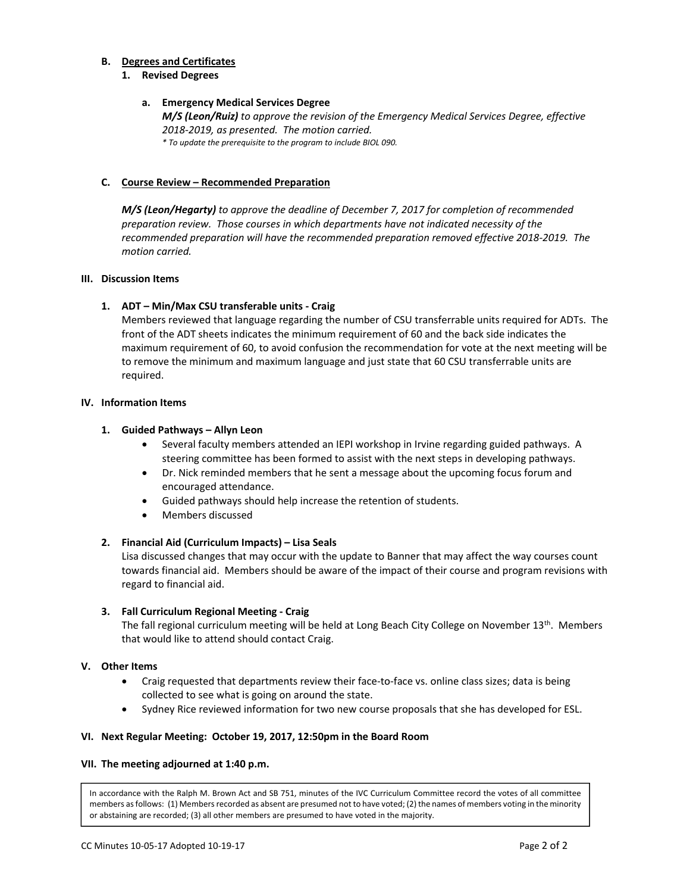**B. Degrees and Certificates**

**1. Revised Degrees**

**a. Emergency Medical Services Degree**

***M/S (Leon/Ruiz)*** *to approve the revision of the Emergency Medical Services Degree, effective 2018-2019, as presented. The motion carried.*

*\* To update the prerequisite to the program to include BIOL 090.*

**C. Course Review – Recommended Preparation**

***M/S (Leon/Hegarty)*** *to approve the deadline of December 7, 2017 for completion of recommended preparation review. Those courses in which departments have not indicated necessity of the recommended preparation will have the recommended preparation removed effective 2018-2019. The motion carried.*

## III. Discussion Items

**1. ADT – Min/Max CSU transferable units - Craig**

Members reviewed that language regarding the number of CSU transferrable units required for ADTs. The front of the ADT sheets indicates the minimum requirement of 60 and the back side indicates the maximum requirement of 60, to avoid confusion the recommendation for vote at the next meeting will be to remove the minimum and maximum language and just state that 60 CSU transferrable units are required.

## IV. Information Items

**1. Guided Pathways – Allyn Leon**

- Several faculty members attended an IEPI workshop in Irvine regarding guided pathways. A steering committee has been formed to assist with the next steps in developing pathways.
- Dr. Nick reminded members that he sent a message about the upcoming focus forum and encouraged attendance.
- Guided pathways should help increase the retention of students.
- Members discussed

**2. Financial Aid (Curriculum Impacts) – Lisa Seals**

Lisa discussed changes that may occur with the update to Banner that may affect the way courses count towards financial aid. Members should be aware of the impact of their course and program revisions with regard to financial aid.

**3. Fall Curriculum Regional Meeting - Craig**

The fall regional curriculum meeting will be held at Long Beach City College on November 13th. Members that would like to attend should contact Craig.

## V. Other Items

- Craig requested that departments review their face-to-face vs. online class sizes; data is being collected to see what is going on around the state.
- Sydney Rice reviewed information for two new course proposals that she has developed for ESL.

## VI. Next Regular Meeting: October 19, 2017, 12:50pm in the Board Room

## VII. The meeting adjourned at 1:40 p.m.

In accordance with the Ralph M. Brown Act and SB 751, minutes of the IVC Curriculum Committee record the votes of all committee members as follows: (1) Members recorded as absent are presumed not to have voted; (2) the names of members voting in the minority or abstaining are recorded; (3) all other members are presumed to have voted in the majority.

CC Minutes 10-05-17 Adopted 10-19-17